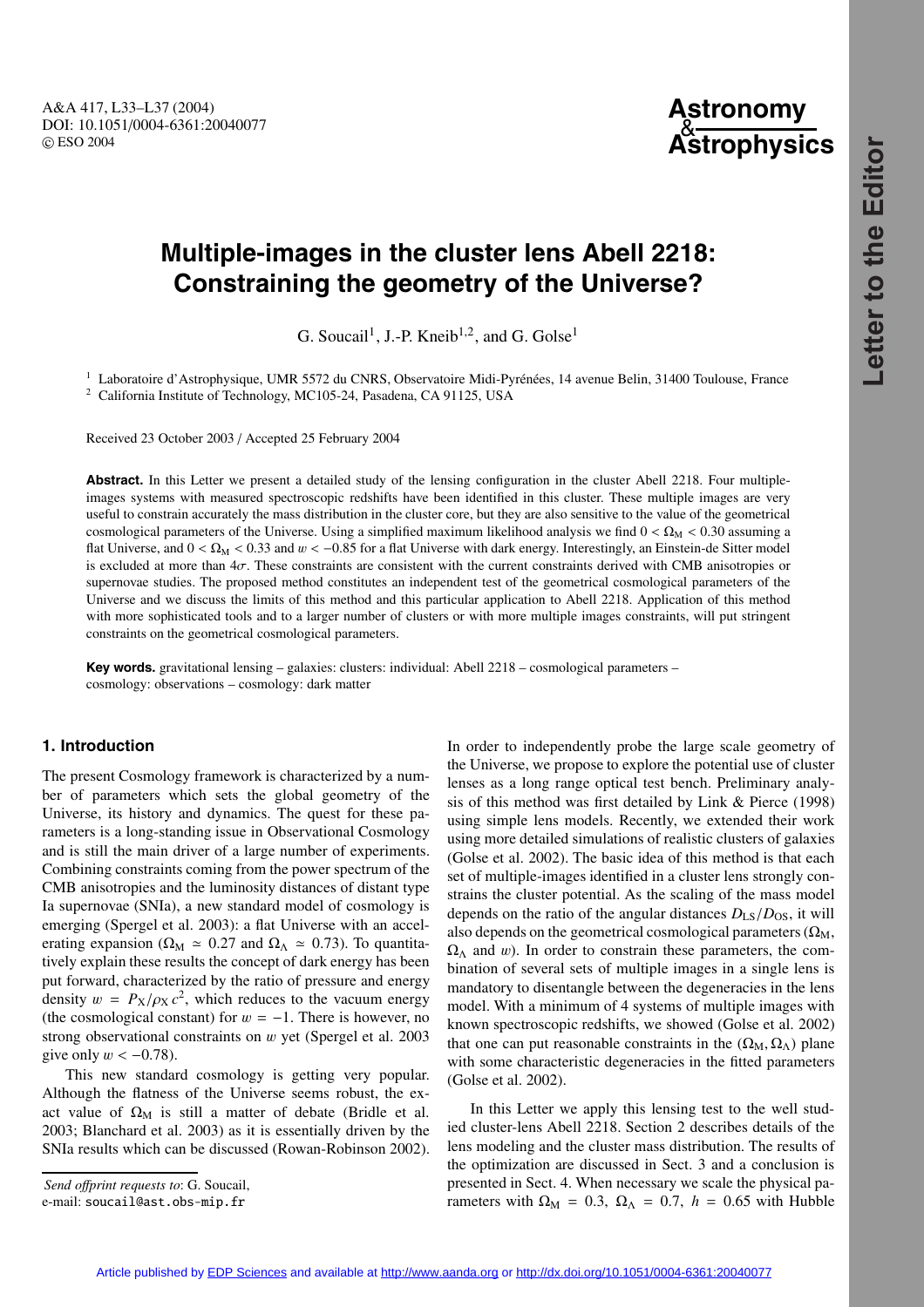# Multiple-images in the cluster lens Abell 2218: Constraining the geometry of the Universe?

G. Soucail[1], J.-P. Kneib[1,2], and G. Golse[1]

[1] Laboratoire d'Astrophysique, UMR 5572 du CNRS, Observatoire Midi-Pyrénées, 14 avenue Belin, 31400 Toulouse, France

[2] California Institute of Technology, MC105-24, Pasadena, CA 91125, USA

Received 23 October 2003 / Accepted 25 February 2004

**Abstract.** In this Letter we present a detailed study of the lensing configuration in the cluster Abell 2218. Four multiple-images systems with measured spectroscopic redshifts have been identified in this cluster. These multiple images are very useful to constrain accurately the mass distribution in the cluster core, but they are also sensitive to the value of the geometrical cosmological parameters of the Universe. Using a simplified maximum likelihood analysis we find $0 < \Omega_M < 0.30$ assuming a flat Universe, and $0 < \Omega_M < 0.33$ and $w < -0.85$ for a flat Universe with dark energy. Interestingly, an Einstein-de Sitter model is excluded at more than $4\sigma$. These constraints are consistent with the current constraints derived with CMB anisotropies or supernovae studies. The proposed method constitutes an independent test of the geometrical cosmological parameters of the Universe and we discuss the limits of this method and this particular application to Abell 2218. Application of this method with more sophisticated tools and to a larger number of clusters or with more multiple images constraints, will put stringent constraints on the geometrical cosmological parameters.

**Key words.** gravitational lensing – galaxies: clusters: individual: Abell 2218 – cosmological parameters – cosmology: observations – cosmology: dark matter

## 1. Introduction

The present Cosmology framework is characterized by a number of parameters which sets the global geometry of the Universe, its history and dynamics. The quest for these parameters is a long-standing issue in Observational Cosmology and is still the main driver of a large number of experiments. Combining constraints coming from the power spectrum of the CMB anisotropies and the luminosity distances of distant type Ia supernovae (SNIa), a new standard model of cosmology is emerging (Spergel et al. 2003): a flat Universe with an accelerating expansion ($\Omega_M \simeq 0.27$ and $\Omega_\Lambda \simeq 0.73$). To quantitatively explain these results the concept of dark energy has been put forward, characterized by the ratio of pressure and energy density $w = P_X/\rho_X c^2$, which reduces to the vacuum energy (the cosmological constant) for $w = -1$. There is however, no strong observational constraints on $w$ yet (Spergel et al. 2003 give only $w < -0.78$).

This new standard cosmology is getting very popular. Although the flatness of the Universe seems robust, the exact value of $\Omega_M$ is still a matter of debate (Bridle et al. 2003; Blanchard et al. 2003) as it is essentially driven by the SNIa results which can be discussed (Rowan-Robinson 2002).

In order to independently probe the large scale geometry of the Universe, we propose to explore the potential use of cluster lenses as a long range optical test bench. Preliminary analysis of this method was first detailed by Link & Pierce (1998) using simple lens models. Recently, we extended their work using more detailed simulations of realistic clusters of galaxies (Golse et al. 2002). The basic idea of this method is that each set of multiple-images identified in a cluster lens strongly constrains the cluster potential. As the scaling of the mass model depends on the ratio of the angular distances $D_{LS}/D_{OS}$, it will also depends on the geometrical cosmological parameters ($\Omega_M$, $\Omega_\Lambda$ and $w$). In order to constrain these parameters, the combination of several sets of multiple images in a single lens is mandatory to disentangle between the degeneracies in the lens model. With a minimum of 4 systems of multiple images with known spectroscopic redshifts, we showed (Golse et al. 2002) that one can put reasonable constraints in the ($\Omega_M, \Omega_\Lambda$) plane with some characteristic degeneracies in the fitted parameters (Golse et al. 2002).

In this Letter we apply this lensing test to the well studied cluster-lens Abell 2218. Section 2 describes details of the lens modeling and the cluster mass distribution. The results of the optimization are discussed in Sect. 3 and a conclusion is presented in Sect. 4. When necessary we scale the physical parameters with $\Omega_M = 0.3$, $\Omega_\Lambda = 0.7$, $h = 0.65$ with Hubble

*Send offprint requests to*: G. Soucail,
e-mail: soucail@ast.obs-mip.fr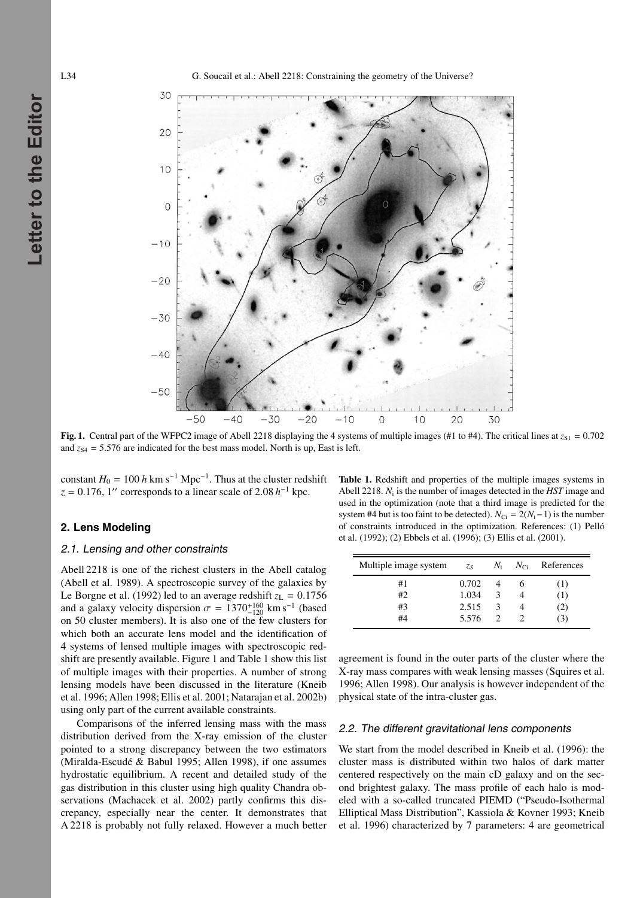**Fig. 1.** Central part of the WFPC2 image of Abell 2218 displaying the 4 systems of multiple images (#1 to #4). The critical lines at $z_{S1} = 0.702$ and $z_{S4} = 5.576$ are indicated for the best mass model. North is up, East is left.

constant $H_0 = 100\,h$ km s$^{-1}$ Mpc$^{-1}$. Thus at the cluster redshift $z = 0.176$, $1''$ corresponds to a linear scale of $2.08\,h^{-1}$ kpc.

## 2. Lens Modeling

### 2.1. Lensing and other constraints

Abell 2218 is one of the richest clusters in the Abell catalog (Abell et al. 1989). A spectroscopic survey of the galaxies by Le Borgne et al. (1992) led to an average redshift $z_L = 0.1756$ and a galaxy velocity dispersion $\sigma = 1370^{+160}_{-120}$ km s$^{-1}$ (based on 50 cluster members). It is also one of the few clusters for which both an accurate lens model and the identification of 4 systems of lensed multiple images with spectroscopic redshift are presently available. Figure 1 and Table 1 show this list of multiple images with their properties. A number of strong lensing models have been discussed in the literature (Kneib et al. 1996; Allen 1998; Ellis et al. 2001; Natarajan et al. 2002b) using only part of the current available constraints.

Comparisons of the inferred lensing mass with the mass distribution derived from the X-ray emission of the cluster pointed to a strong discrepancy between the two estimators (Miralda-Escudé & Babul 1995; Allen 1998), if one assumes hydrostatic equilibrium. A recent and detailed study of the gas distribution in this cluster using high quality Chandra observations (Machacek et al. 2002) partly confirms this discrepancy, especially near the center. It demonstrates that A 2218 is probably not fully relaxed. However a much better agreement is found in the outer parts of the cluster where the X-ray mass compares with weak lensing masses (Squires et al. 1996; Allen 1998). Our analysis is however independent of the physical state of the intra-cluster gas.

**Table 1.** Redshift and properties of the multiple images systems in Abell 2218. $N_i$ is the number of images detected in the *HST* image and used in the optimization (note that a third image is predicted for the system #4 but is too faint to be detected). $N_{Ci} = 2(N_i - 1)$ is the number of constraints introduced in the optimization. References: (1) Pelló et al. (1992); (2) Ebbels et al. (1996); (3) Ellis et al. (2001).

| Multiple image system | $z_S$ | $N_i$ | $N_{Ci}$ | References |
|---|---|---|---|---|
| #1 | 0.702 | 4 | 6 | (1) |
| #2 | 1.034 | 3 | 4 | (1) |
| #3 | 2.515 | 3 | 4 | (2) |
| #4 | 5.576 | 2 | 2 | (3) |

### 2.2. The different gravitational lens components

We start from the model described in Kneib et al. (1996): the cluster mass is distributed within two halos of dark matter centered respectively on the main cD galaxy and on the second brightest galaxy. The mass profile of each halo is modeled with a so-called truncated PIEMD ("Pseudo-Isothermal Elliptical Mass Distribution", Kassiola & Kovner 1993; Kneib et al. 1996) characterized by 7 parameters: 4 are geometrical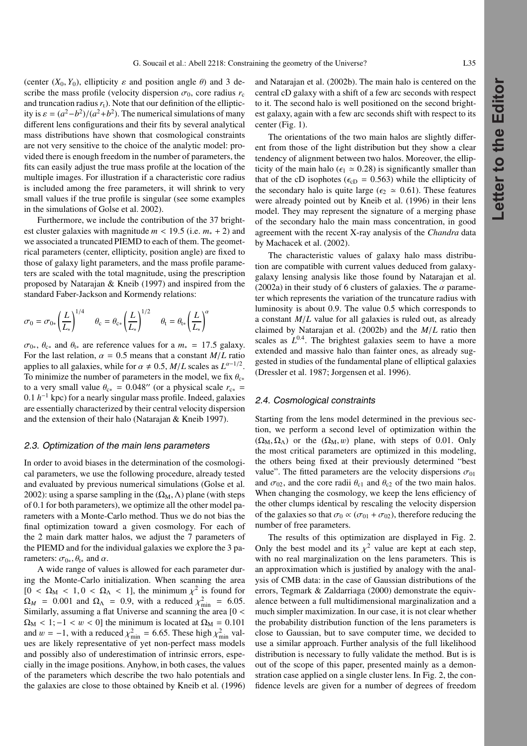(center $(X_0, Y_0)$, ellipticity $\varepsilon$ and position angle $\theta$) and 3 describe the mass profile (velocity dispersion $\sigma_0$, core radius $r_c$ and truncation radius $r_t$). Note that our definition of the ellipticity is $\varepsilon = (a^2-b^2)/(a^2+b^2)$. The numerical simulations of many different lens configurations and their fits by several analytical mass distributions have shown that cosmological constraints are not very sensitive to the choice of the analytic model: provided there is enough freedom in the number of parameters, the fits can easily adjust the true mass profile at the location of the multiple images. For illustration if a characteristic core radius is included among the free parameters, it will shrink to very small values if the true profile is singular (see some examples in the simulations of Golse et al. 2002).

Furthermore, we include the contribution of the 37 brightest cluster galaxies with magnitude $m < 19.5$ (i.e. $m_* + 2$) and we associated a truncated PIEMD to each of them. The geometrical parameters (center, ellipticity, position angle) are fixed to those of galaxy light parameters, and the mass profile parameters are scaled with the total magnitude, using the prescription proposed by Natarajan & Kneib (1997) and inspired from the standard Faber-Jackson and Kormendy relations:

$$\sigma_0 = \sigma_{0*}\left(\frac{L}{L_*}\right)^{1/4} \quad \theta_c = \theta_{c*}\left(\frac{L}{L_*}\right)^{1/2} \quad \theta_t = \theta_{t*}\left(\frac{L}{L_*}\right)^{\alpha}$$

$\sigma_{0*}$, $\theta_{c*}$ and $\theta_{t*}$ are reference values for a $m_* = 17.5$ galaxy. For the last relation, $\alpha = 0.5$ means that a constant $M/L$ ratio applies to all galaxies, while for $\alpha \neq 0.5$, $M/L$ scales as $L^{\alpha-1/2}$. To minimize the number of parameters in the model, we fix $\theta_{c*}$ to a very small value $\theta_{c*} = 0.048''$ (or a physical scale $r_{c*} = 0.1\,h^{-1}$ kpc) for a nearly singular mass profile. Indeed, galaxies are essentially characterized by their central velocity dispersion and the extension of their halo (Natarajan & Kneib 1997).

### 2.3. Optimization of the main lens parameters

In order to avoid biases in the determination of the cosmological parameters, we use the following procedure, already tested and evaluated by previous numerical simulations (Golse et al. 2002): using a sparse sampling in the $(\Omega_M, \Lambda)$ plane (with steps of 0.1 for both parameters), we optimize all the other model parameters with a Monte-Carlo method. Thus we do not bias the final optimization toward a given cosmology. For each of the 2 main dark matter halos, we adjust the 7 parameters of the PIEMD and for the individual galaxies we explore the 3 parameters: $\sigma_{0*}, \theta_{t*}$ and $\alpha$.

A wide range of values is allowed for each parameter during the Monte-Carlo initialization. When scanning the area $[0 < \Omega_M < 1, 0 < \Omega_\Lambda < 1]$, the minimum $\chi^2$ is found for $\Omega_M = 0.001$ and $\Omega_\Lambda = 0.9$, with a reduced $\chi^2_{\rm min} = 6.05$. Similarly, assuming a flat Universe and scanning the area $[0 < \Omega_M < 1; -1 < w < 0]$ the minimum is located at $\Omega_M = 0.101$ and $w = -1$, with a reduced $\chi^2_{\rm min} = 6.65$. These high $\chi^2_{\rm min}$ values are likely representative of yet non-perfect mass models and possibly also of underestimation of intrinsic errors, especially in the image positions. Anyhow, in both cases, the values of the parameters which describe the two halo potentials and the galaxies are close to those obtained by Kneib et al. (1996) and Natarajan et al. (2002b). The main halo is centered on the central cD galaxy with a shift of a few arc seconds with respect to it. The second halo is well positioned on the second brightest galaxy, again with a few arc seconds shift with respect to its center (Fig. 1).

The orientations of the two main halos are slightly different from those of the light distribution but they show a clear tendency of alignment between two halos. Moreover, the ellipticity of the main halo ($\epsilon_1 \simeq 0.28$) is significantly smaller than that of the cD isophotes ($\epsilon_{\rm cD} = 0.563$) while the ellipticity of the secondary halo is quite large ($\epsilon_2 \simeq 0.61$). These features were already pointed out by Kneib et al. (1996) in their lens model. They may represent the signature of a merging phase of the secondary halo the main mass concentration, in good agreement with the recent X-ray analysis of the *Chandra* data by Machacek et al. (2002).

The characteristic values of galaxy halo mass distribution are compatible with current values deduced from galaxy-galaxy lensing analysis like those found by Natarajan et al. (2002a) in their study of 6 clusters of galaxies. The $\alpha$ parameter which represents the variation of the truncature radius with luminosity is about 0.9. The value 0.5 which corresponds to a constant $M/L$ value for all galaxies is ruled out, as already claimed by Natarajan et al. (2002b) and the $M/L$ ratio then scales as $L^{0.4}$. The brightest galaxies seem to have a more extended and massive halo than fainter ones, as already suggested in studies of the fundamental plane of elliptical galaxies (Dressler et al. 1987; Jorgensen et al. 1996).

### 2.4. Cosmological constraints

Starting from the lens model determined in the previous section, we perform a second level of optimization within the $(\Omega_M, \Omega_\Lambda)$ or the $(\Omega_M, w)$ plane, with steps of 0.01. Only the most critical parameters are optimized in this modeling, the others being fixed at their previously determined "best value". The fitted parameters are the velocity dispersions $\sigma_{01}$ and $\sigma_{02}$, and the core radii $\theta_{c1}$ and $\theta_{c2}$ of the two main halos. When changing the cosmology, we keep the lens efficiency of the other clumps identical by rescaling the velocity dispersion of the galaxies so that $\sigma_0 \propto (\sigma_{01} + \sigma_{02})$, therefore reducing the number of free parameters.

The results of this optimization are displayed in Fig. 2. Only the best model and its $\chi^2$ value are kept at each step, with no real marginalization on the lens parameters. This is an approximation which is justified by analogy with the analysis of CMB data: in the case of Gaussian distributions of the errors, Tegmark & Zaldarriaga (2000) demonstrate the equivalence between a full multidimensional marginalization and a much simpler maximization. In our case, it is not clear whether the probability distribution function of the lens parameters is close to Gaussian, but to save computer time, we decided to use a similar approach. Further analysis of the full likelihood distribution is necessary to fully validate the method. But is is out of the scope of this paper, presented mainly as a demonstration case applied on a single cluster lens. In Fig. 2, the confidence levels are given for a number of degrees of freedom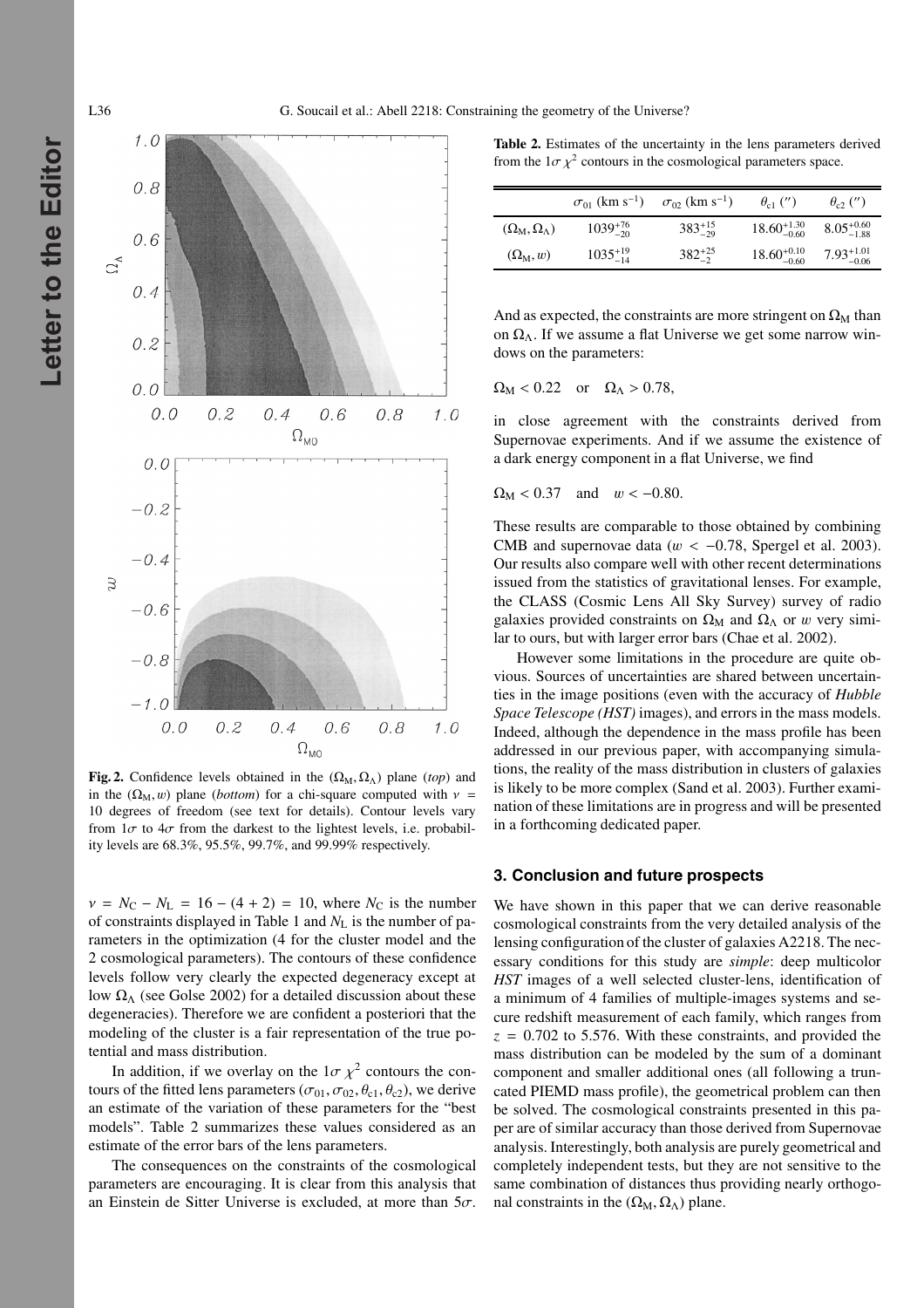**Fig. 2.** Confidence levels obtained in the $(\Omega_M, \Omega_\Lambda)$ plane (*top*) and in the $(\Omega_M, w)$ plane (*bottom*) for a chi-square computed with $\nu = 10$ degrees of freedom (see text for details). Contour levels vary from $1\sigma$ to $4\sigma$ from the darkest to the lightest levels, i.e. probability levels are 68.3%, 95.5%, 99.7%, and 99.99% respectively.

$\nu = N_C - N_L = 16 - (4 + 2) = 10$, where $N_C$ is the number of constraints displayed in Table 1 and $N_L$ is the number of parameters in the optimization (4 for the cluster model and the 2 cosmological parameters). The contours of these confidence levels follow very clearly the expected degeneracy except at low $\Omega_\Lambda$ (see Golse 2002) for a detailed discussion about these degeneracies). Therefore we are confident a posteriori that the modeling of the cluster is a fair representation of the true potential and mass distribution.

In addition, if we overlay on the $1\sigma\ \chi^2$ contours the contours of the fitted lens parameters $(\sigma_{01}, \sigma_{02}, \theta_{c1}, \theta_{c2})$, we derive an estimate of the variation of these parameters for the "best models". Table 2 summarizes these values considered as an estimate of the error bars of the lens parameters.

The consequences on the constraints of the cosmological parameters are encouraging. It is clear from this analysis that an Einstein de Sitter Universe is excluded, at more than $5\sigma$.

**Table 2.** Estimates of the uncertainty in the lens parameters derived from the $1\sigma\ \chi^2$ contours in the cosmological parameters space.

| | $\sigma_{01}$ (km s$^{-1}$) | $\sigma_{02}$ (km s$^{-1}$) | $\theta_{c1}$ ($''$) | $\theta_{c2}$ ($''$) |
|---|---|---|---|---|
| $(\Omega_M, \Omega_\Lambda)$ | $1039^{+76}_{-20}$ | $383^{+15}_{-29}$ | $18.60^{+1.30}_{-0.60}$ | $8.05^{+0.60}_{-1.88}$ |
| $(\Omega_M, w)$ | $1035^{+19}_{-14}$ | $382^{+25}_{-2}$ | $18.60^{+0.10}_{-0.60}$ | $7.93^{+1.01}_{-0.06}$ |

And as expected, the constraints are more stringent on $\Omega_M$ than on $\Omega_\Lambda$. If we assume a flat Universe we get some narrow windows on the parameters:

$$\Omega_M < 0.22 \quad \text{or} \quad \Omega_\Lambda > 0.78,$$

in close agreement with the constraints derived from Supernovae experiments. And if we assume the existence of a dark energy component in a flat Universe, we find

$$\Omega_M < 0.37 \quad \text{and} \quad w < -0.80.$$

These results are comparable to those obtained by combining CMB and supernovae data ($w < -0.78$, Spergel et al. 2003). Our results also compare well with other recent determinations issued from the statistics of gravitational lenses. For example, the CLASS (Cosmic Lens All Sky Survey) survey of radio galaxies provided constraints on $\Omega_M$ and $\Omega_\Lambda$ or $w$ very similar to ours, but with larger error bars (Chae et al. 2002).

However some limitations in the procedure are quite obvious. Sources of uncertainties are shared between uncertainties in the image positions (even with the accuracy of *Hubble Space Telescope (HST)* images), and errors in the mass models. Indeed, although the dependence in the mass profile has been addressed in our previous paper, with accompanying simulations, the reality of the mass distribution in clusters of galaxies is likely to be more complex (Sand et al. 2003). Further examination of these limitations are in progress and will be presented in a forthcoming dedicated paper.

## 3. Conclusion and future prospects

We have shown in this paper that we can derive reasonable cosmological constraints from the very detailed analysis of the lensing configuration of the cluster of galaxies A2218. The necessary conditions for this study are *simple*: deep multicolor *HST* images of a well selected cluster-lens, identification of a minimum of 4 families of multiple-images systems and secure redshift measurement of each family, which ranges from $z = 0.702$ to 5.576. With these constraints, and provided the mass distribution can be modeled by the sum of a dominant component and smaller additional ones (all following a truncated PIEMD mass profile), the geometrical problem can then be solved. The cosmological constraints presented in this paper are of similar accuracy than those derived from Supernovae analysis. Interestingly, both analysis are purely geometrical and completely independent tests, but they are not sensitive to the same combination of distances thus providing nearly orthogonal constraints in the $(\Omega_M, \Omega_\Lambda)$ plane.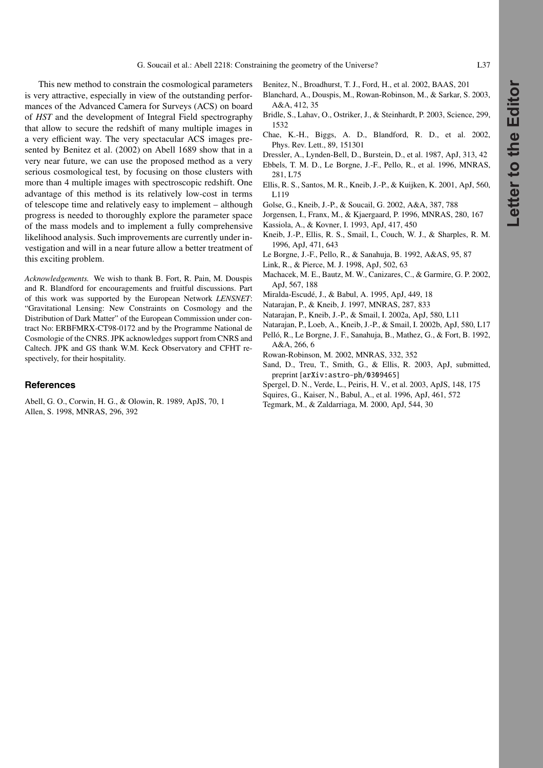This new method to constrain the cosmological parameters is very attractive, especially in view of the outstanding performances of the Advanced Camera for Surveys (ACS) on board of *HST* and the development of Integral Field spectrography that allow to secure the redshift of many multiple images in a very efficient way. The very spectacular ACS images presented by Benitez et al. (2002) on Abell 1689 show that in a very near future, we can use the proposed method as a very serious cosmological test, by focusing on those clusters with more than 4 multiple images with spectroscopic redshift. One advantage of this method is its relatively low-cost in terms of telescope time and relatively easy to implement – although progress is needed to thoroughly explore the parameter space of the mass models and to implement a fully comprehensive likelihood analysis. Such improvements are currently under investigation and will in a near future allow a better treatment of this exciting problem.

*Acknowledgements.* We wish to thank B. Fort, R. Pain, M. Douspis and R. Blandford for encouragements and fruitful discussions. Part of this work was supported by the European Network *LENSNET*: "Gravitational Lensing: New Constraints on Cosmology and the Distribution of Dark Matter" of the European Commission under contract No: ERBFMRX-CT98-0172 and by the Programme National de Cosmologie of the CNRS. JPK acknowledges support from CNRS and Caltech. JPK and GS thank W.M. Keck Observatory and CFHT respectively, for their hospitality.

## References

Abell, G. O., Corwin, H. G., & Olowin, R. 1989, ApJS, 70, 1
Allen, S. 1998, MNRAS, 296, 392
Benitez, N., Broadhurst, T. J., Ford, H., et al. 2002, BAAS, 201
Blanchard, A., Douspis, M., Rowan-Robinson, M., & Sarkar, S. 2003, A&A, 412, 35
Bridle, S., Lahav, O., Ostriker, J., & Steinhardt, P. 2003, Science, 299, 1532
Chae, K.-H., Biggs, A. D., Blandford, R. D., et al. 2002, Phys. Rev. Lett., 89, 151301
Dressler, A., Lynden-Bell, D., Burstein, D., et al. 1987, ApJ, 313, 42
Ebbels, T. M. D., Le Borgne, J.-F., Pello, R., et al. 1996, MNRAS, 281, L75
Ellis, R. S., Santos, M. R., Kneib, J.-P., & Kuijken, K. 2001, ApJ, 560, L119
Golse, G., Kneib, J.-P., & Soucail, G. 2002, A&A, 387, 788
Jorgensen, I., Franx, M., & Kjaergaard, P. 1996, MNRAS, 280, 167
Kassiola, A., & Kovner, I. 1993, ApJ, 417, 450
Kneib, J.-P., Ellis, R. S., Smail, I., Couch, W. J., & Sharples, R. M. 1996, ApJ, 471, 643
Le Borgne, J.-F., Pello, R., & Sanahuja, B. 1992, A&AS, 95, 87
Link, R., & Pierce, M. J. 1998, ApJ, 502, 63
Machacek, M. E., Bautz, M. W., Canizares, C., & Garmire, G. P. 2002, ApJ, 567, 188
Miralda-Escudé, J., & Babul, A. 1995, ApJ, 449, 18
Natarajan, P., & Kneib, J. 1997, MNRAS, 287, 833
Natarajan, P., Kneib, J.-P., & Smail, I. 2002a, ApJ, 580, L11
Natarajan, P., Loeb, A., Kneib, J.-P., & Smail, I. 2002b, ApJ, 580, L17
Pelló, R., Le Borgne, J. F., Sanahuja, B., Mathez, G., & Fort, B. 1992, A&A, 266, 6
Rowan-Robinson, M. 2002, MNRAS, 332, 352
Sand, D., Treu, T., Smith, G., & Ellis, R. 2003, ApJ, submitted, preprint [arXiv:astro-ph/0309465]
Spergel, D. N., Verde, L., Peiris, H. V., et al. 2003, ApJS, 148, 175
Squires, G., Kaiser, N., Babul, A., et al. 1996, ApJ, 461, 572
Tegmark, M., & Zaldarriaga, M. 2000, ApJ, 544, 30